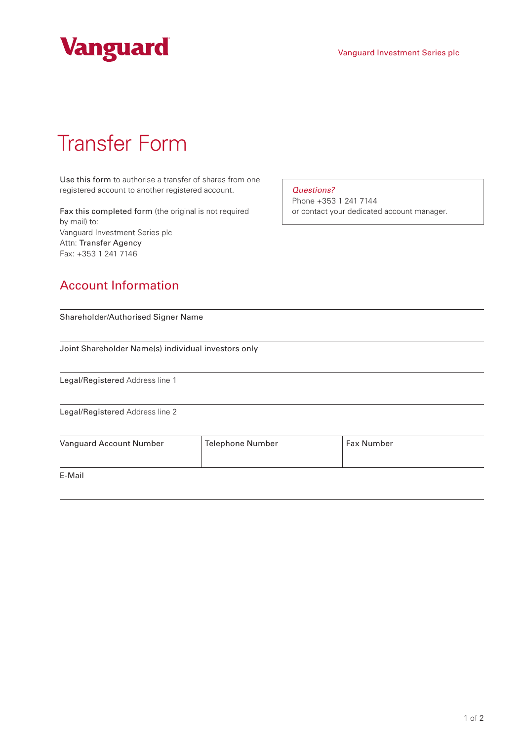Vanguard

Vanguard Investment Series plc

# Transfer Form

**Use this form** to authorise a transfer of shares from one registered account to another registered account.

**Fax this completed form** (the original is not required by mail) to:
Vanguard Investment Series plc
Attn: **Transfer Agency**
Fax: +353 1 241 7146

> *Questions?*
> Phone +353 1 241 7144
> or contact your dedicated account manager.

## Account Information

Shareholder/Authorised Signer Name

Joint Shareholder Name(s) individual investors only

Legal/Registered Address line 1

Legal/Registered Address line 2

| Vanguard Account Number | Telephone Number | Fax Number |
| --- | --- | --- |
| | | |

E-Mail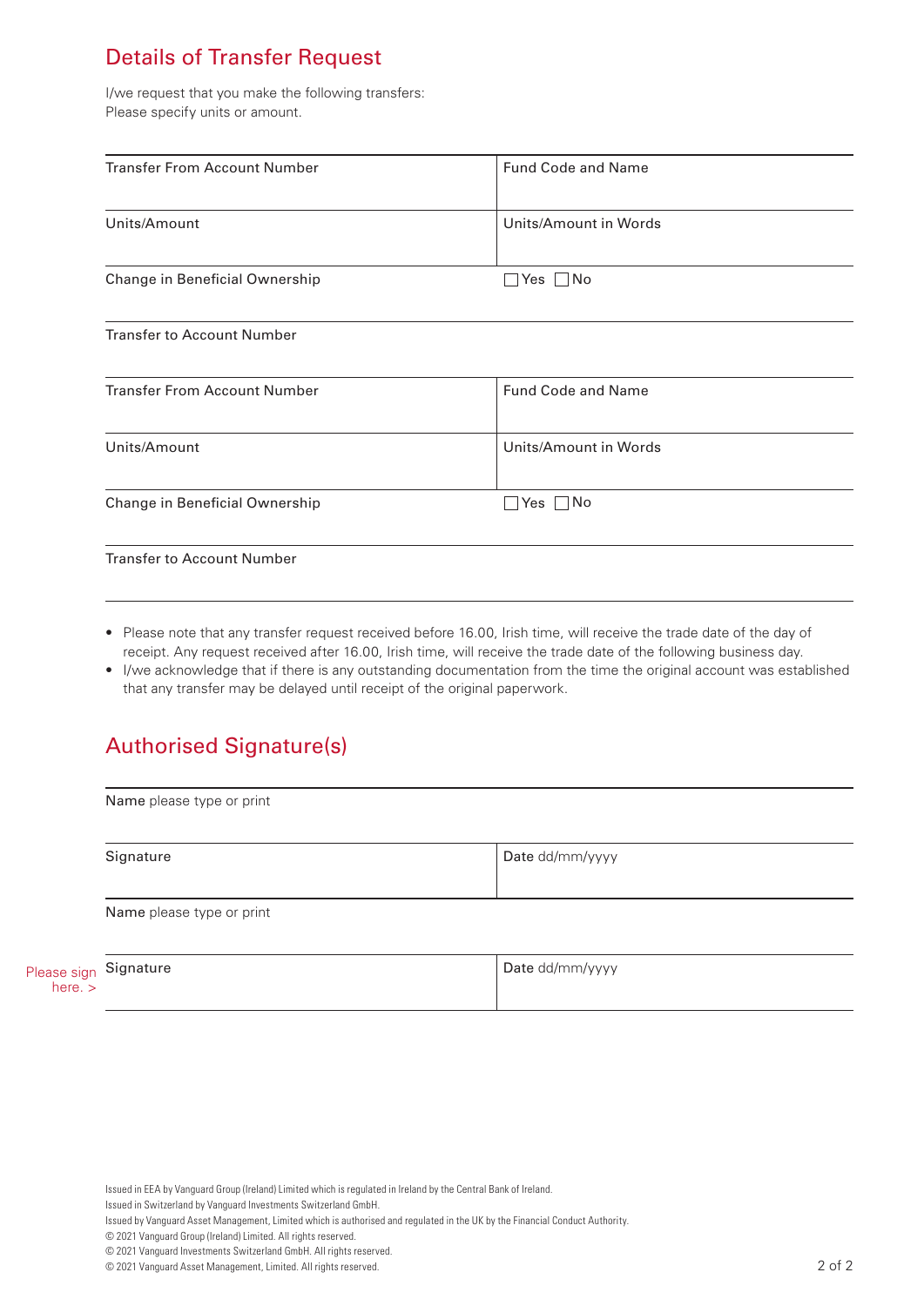## Details of Transfer Request

I/we request that you make the following transfers:
Please specify units or amount.

| | |
|---|---|
| Transfer From Account Number | Fund Code and Name |
| Units/Amount | Units/Amount in Words |
| Change in Beneficial Ownership | ☐ Yes ☐ No |
| Transfer to Account Number | |
| Transfer From Account Number | Fund Code and Name |
| Units/Amount | Units/Amount in Words |
| Change in Beneficial Ownership | ☐ Yes ☐ No |
| Transfer to Account Number | |

- Please note that any transfer request received before 16.00, Irish time, will receive the trade date of the day of receipt. Any request received after 16.00, Irish time, will receive the trade date of the following business day.
- I/we acknowledge that if there is any outstanding documentation from the time the original account was established that any transfer may be delayed until receipt of the original paperwork.

## Authorised Signature(s)

| | |
|---|---|
| **Name** please type or print | |
| Signature | **Date** dd/mm/yyyy |
| **Name** please type or print | |
| Signature | **Date** dd/mm/yyyy |

Please sign here. >

Issued in EEA by Vanguard Group (Ireland) Limited which is regulated in Ireland by the Central Bank of Ireland.
Issued in Switzerland by Vanguard Investments Switzerland GmbH.
Issued by Vanguard Asset Management, Limited which is authorised and regulated in the UK by the Financial Conduct Authority.
© 2021 Vanguard Group (Ireland) Limited. All rights reserved.
© 2021 Vanguard Investments Switzerland GmbH. All rights reserved.
© 2021 Vanguard Asset Management, Limited. All rights reserved.